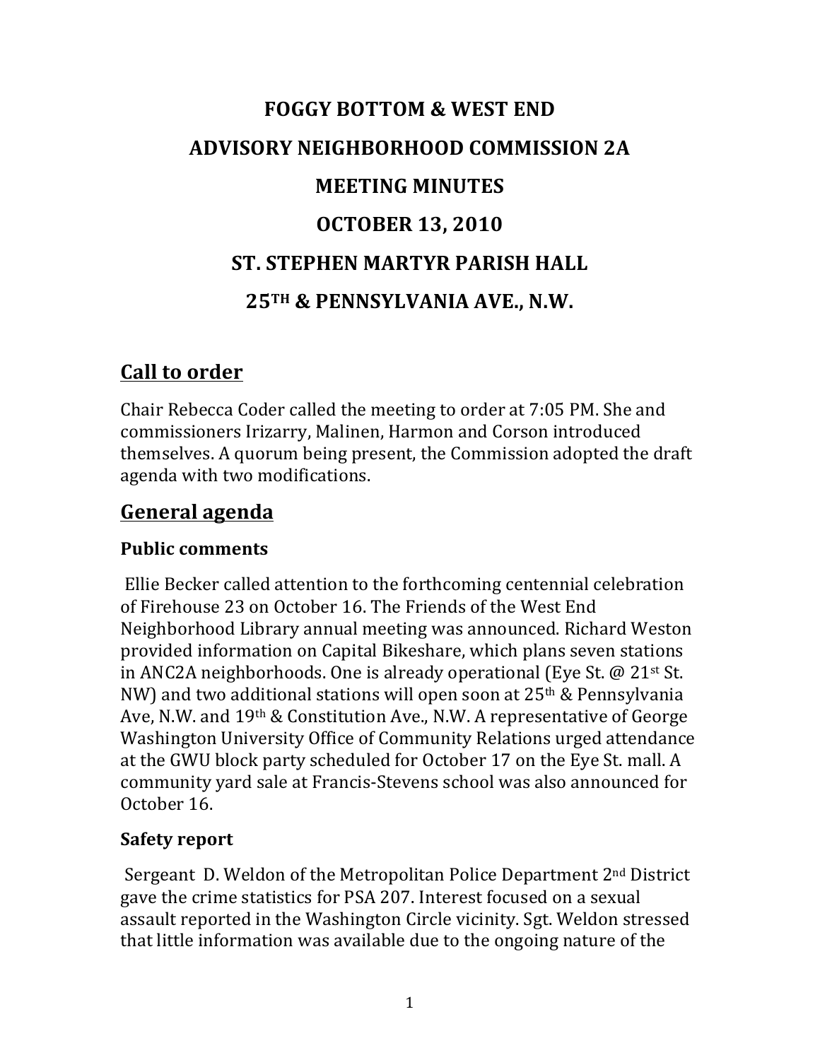# FOGGY BOTTOM & WEST END

# ADVISORY NEIGHBORHOOD COMMISSION 2A

# MEETING MINUTES

# OCTOBER 13, 2010

# ST. STEPHEN MARTYR PARISH HALL

# 25TH & PENNSYLVANIA AVE., N.W.

## Call to order

Chair Rebecca Coder called the meeting to order at 7:05 PM. She and commissioners Irizarry, Malinen, Harmon and Corson introduced themselves. A quorum being present, the Commission adopted the draft agenda with two modifications.

## General agenda

### Public comments

Ellie Becker called attention to the forthcoming centennial celebration of Firehouse 23 on October 16. The Friends of the West End Neighborhood Library annual meeting was announced. Richard Weston provided information on Capital Bikeshare, which plans seven stations in ANC2A neighborhoods. One is already operational (Eye St. @ 21st St. NW) and two additional stations will open soon at 25th & Pennsylvania Ave, N.W. and 19th & Constitution Ave., N.W. A representative of George Washington University Office of Community Relations urged attendance at the GWU block party scheduled for October 17 on the Eye St. mall. A community yard sale at Francis-Stevens school was also announced for October 16.

### Safety report

Sergeant D. Weldon of the Metropolitan Police Department 2nd District gave the crime statistics for PSA 207. Interest focused on a sexual assault reported in the Washington Circle vicinity. Sgt. Weldon stressed that little information was available due to the ongoing nature of the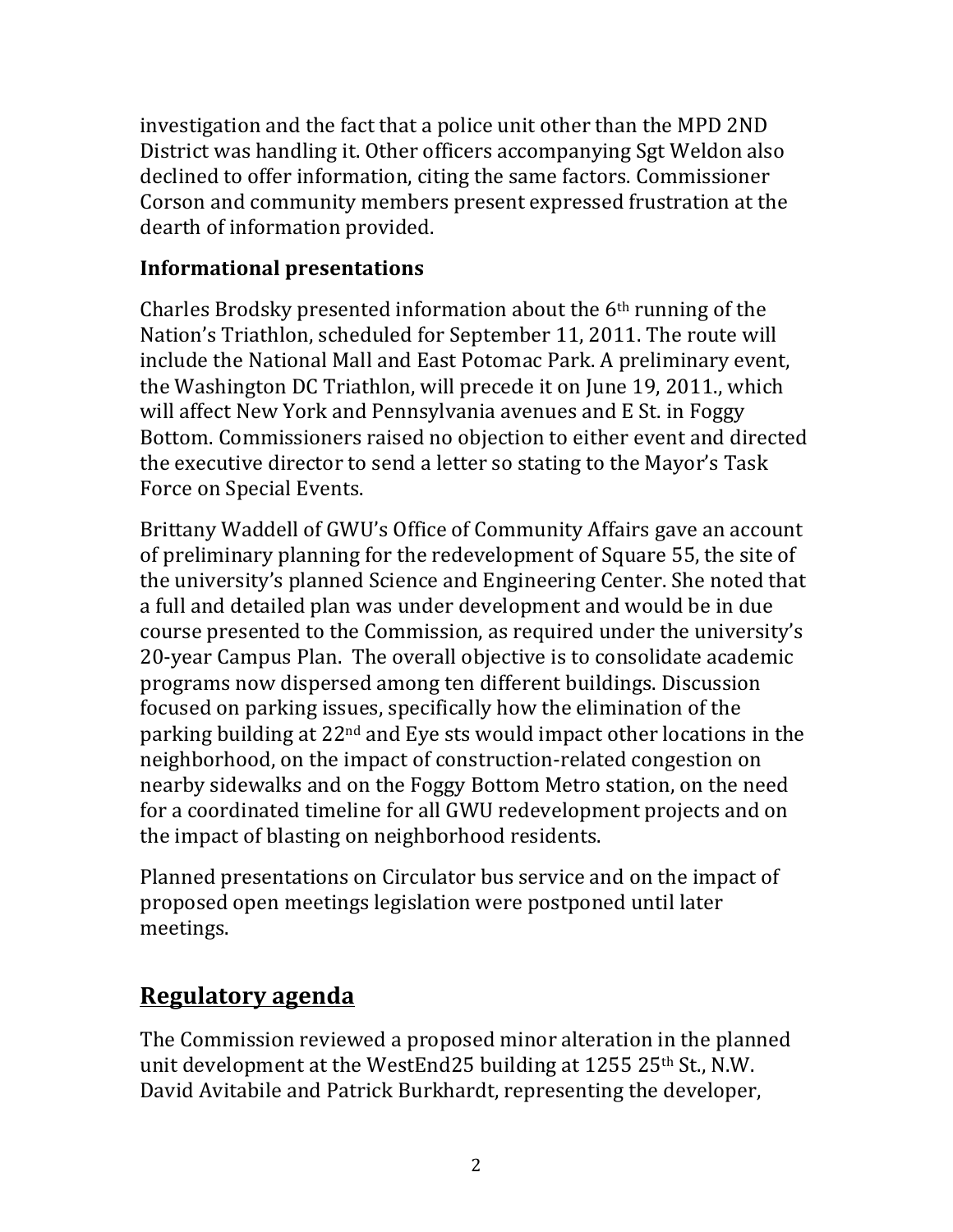investigation and the fact that a police unit other than the MPD 2ND District was handling it. Other officers accompanying Sgt Weldon also declined to offer information, citing the same factors. Commissioner Corson and community members present expressed frustration at the dearth of information provided.

### Informational presentations

Charles Brodsky presented information about the 6th running of the Nation's Triathlon, scheduled for September 11, 2011. The route will include the National Mall and East Potomac Park. A preliminary event, the Washington DC Triathlon, will precede it on June 19, 2011., which will affect New York and Pennsylvania avenues and E St. in Foggy Bottom. Commissioners raised no objection to either event and directed the executive director to send a letter so stating to the Mayor's Task Force on Special Events.

Brittany Waddell of GWU's Office of Community Affairs gave an account of preliminary planning for the redevelopment of Square 55, the site of the university's planned Science and Engineering Center. She noted that a full and detailed plan was under development and would be in due course presented to the Commission, as required under the university's 20-year Campus Plan. The overall objective is to consolidate academic programs now dispersed among ten different buildings. Discussion focused on parking issues, specifically how the elimination of the parking building at 22nd and Eye sts would impact other locations in the neighborhood, on the impact of construction-related congestion on nearby sidewalks and on the Foggy Bottom Metro station, on the need for a coordinated timeline for all GWU redevelopment projects and on the impact of blasting on neighborhood residents.

Planned presentations on Circulator bus service and on the impact of proposed open meetings legislation were postponed until later meetings.

## Regulatory agenda

The Commission reviewed a proposed minor alteration in the planned unit development at the WestEnd25 building at 1255 25th St., N.W. David Avitabile and Patrick Burkhardt, representing the developer,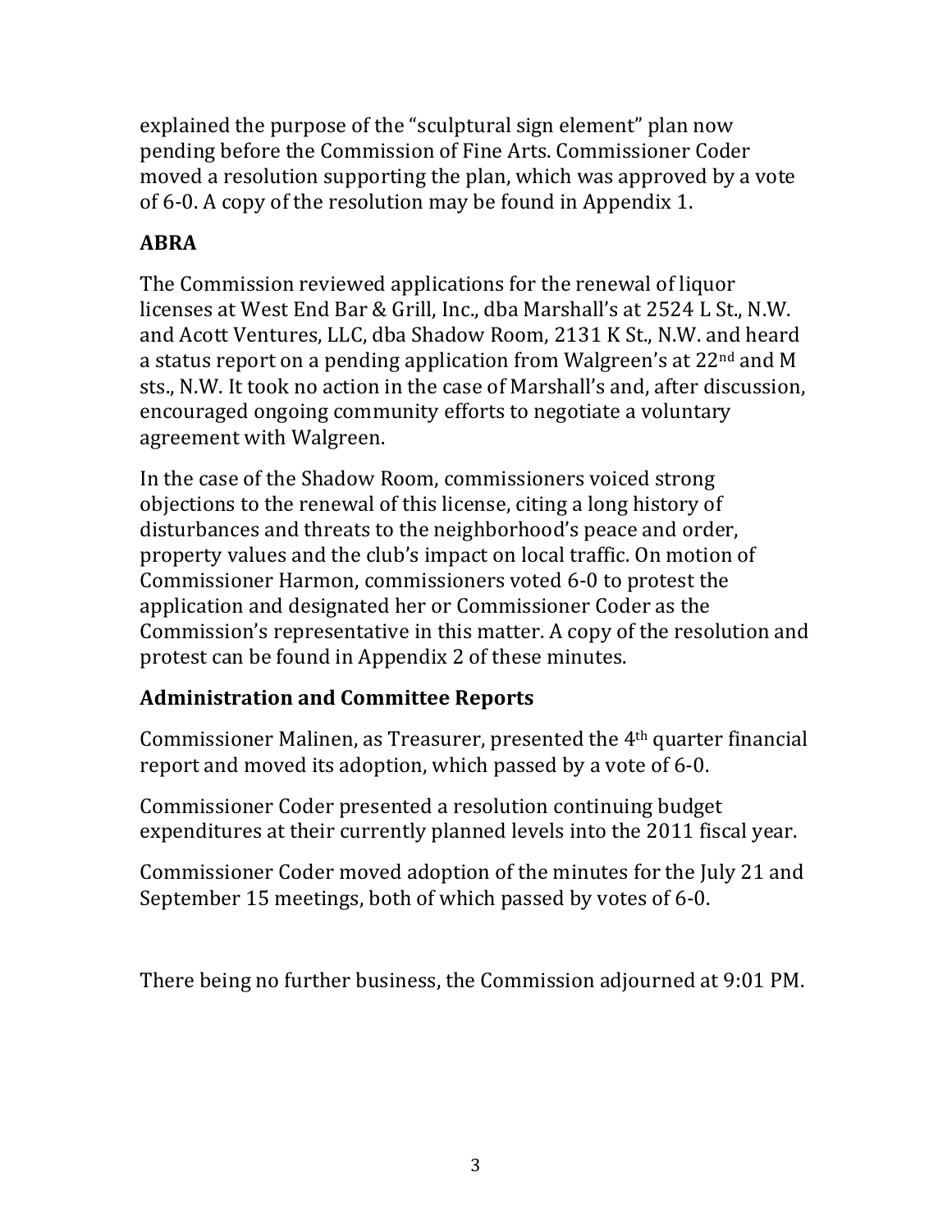explained the purpose of the "sculptural sign element" plan now pending before the Commission of Fine Arts. Commissioner Coder moved a resolution supporting the plan, which was approved by a vote of 6-0. A copy of the resolution may be found in Appendix 1.

## ABRA

The Commission reviewed applications for the renewal of liquor licenses at West End Bar & Grill, Inc., dba Marshall's at 2524 L St., N.W. and Acott Ventures, LLC, dba Shadow Room, 2131 K St., N.W. and heard a status report on a pending application from Walgreen's at 22nd and M sts., N.W. It took no action in the case of Marshall's and, after discussion, encouraged ongoing community efforts to negotiate a voluntary agreement with Walgreen.

In the case of the Shadow Room, commissioners voiced strong objections to the renewal of this license, citing a long history of disturbances and threats to the neighborhood's peace and order, property values and the club's impact on local traffic. On motion of Commissioner Harmon, commissioners voted 6-0 to protest the application and designated her or Commissioner Coder as the Commission's representative in this matter. A copy of the resolution and protest can be found in Appendix 2 of these minutes.

## Administration and Committee Reports

Commissioner Malinen, as Treasurer, presented the 4th quarter financial report and moved its adoption, which passed by a vote of 6-0.

Commissioner Coder presented a resolution continuing budget expenditures at their currently planned levels into the 2011 fiscal year.

Commissioner Coder moved adoption of the minutes for the July 21 and September 15 meetings, both of which passed by votes of 6-0.

There being no further business, the Commission adjourned at 9:01 PM.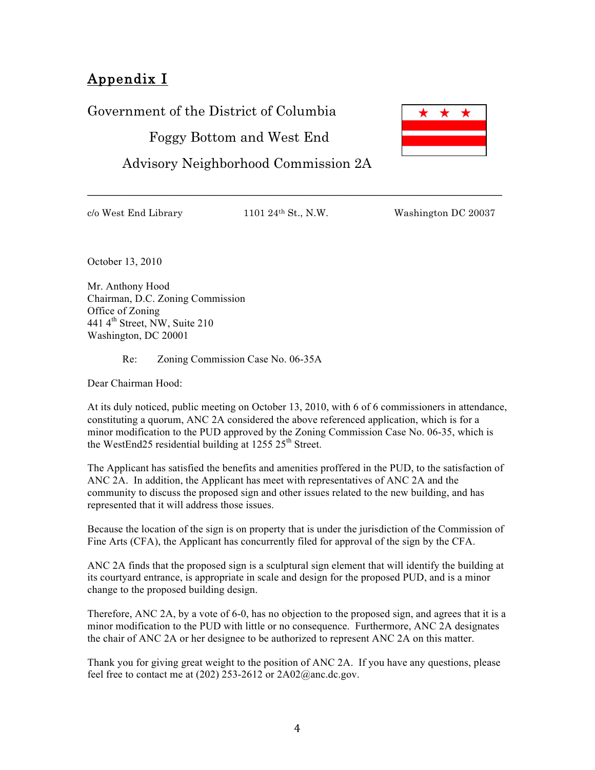## Appendix I

Government of the District of Columbia

Foggy Bottom and West End

Advisory Neighborhood Commission 2A

---

c/o West End Library 1101 24th St., N.W. Washington DC 20037

October 13, 2010

Mr. Anthony Hood
Chairman, D.C. Zoning Commission
Office of Zoning
441 4th Street, NW, Suite 210
Washington, DC 20001

Re: Zoning Commission Case No. 06-35A

Dear Chairman Hood:

At its duly noticed, public meeting on October 13, 2010, with 6 of 6 commissioners in attendance, constituting a quorum, ANC 2A considered the above referenced application, which is for a minor modification to the PUD approved by the Zoning Commission Case No. 06-35, which is the WestEnd25 residential building at 1255 25th Street.

The Applicant has satisfied the benefits and amenities proffered in the PUD, to the satisfaction of ANC 2A. In addition, the Applicant has meet with representatives of ANC 2A and the community to discuss the proposed sign and other issues related to the new building, and has represented that it will address those issues.

Because the location of the sign is on property that is under the jurisdiction of the Commission of Fine Arts (CFA), the Applicant has concurrently filed for approval of the sign by the CFA.

ANC 2A finds that the proposed sign is a sculptural sign element that will identify the building at its courtyard entrance, is appropriate in scale and design for the proposed PUD, and is a minor change to the proposed building design.

Therefore, ANC 2A, by a vote of 6-0, has no objection to the proposed sign, and agrees that it is a minor modification to the PUD with little or no consequence. Furthermore, ANC 2A designates the chair of ANC 2A or her designee to be authorized to represent ANC 2A on this matter.

Thank you for giving great weight to the position of ANC 2A. If you have any questions, please feel free to contact me at (202) 253-2612 or 2A02@anc.dc.gov.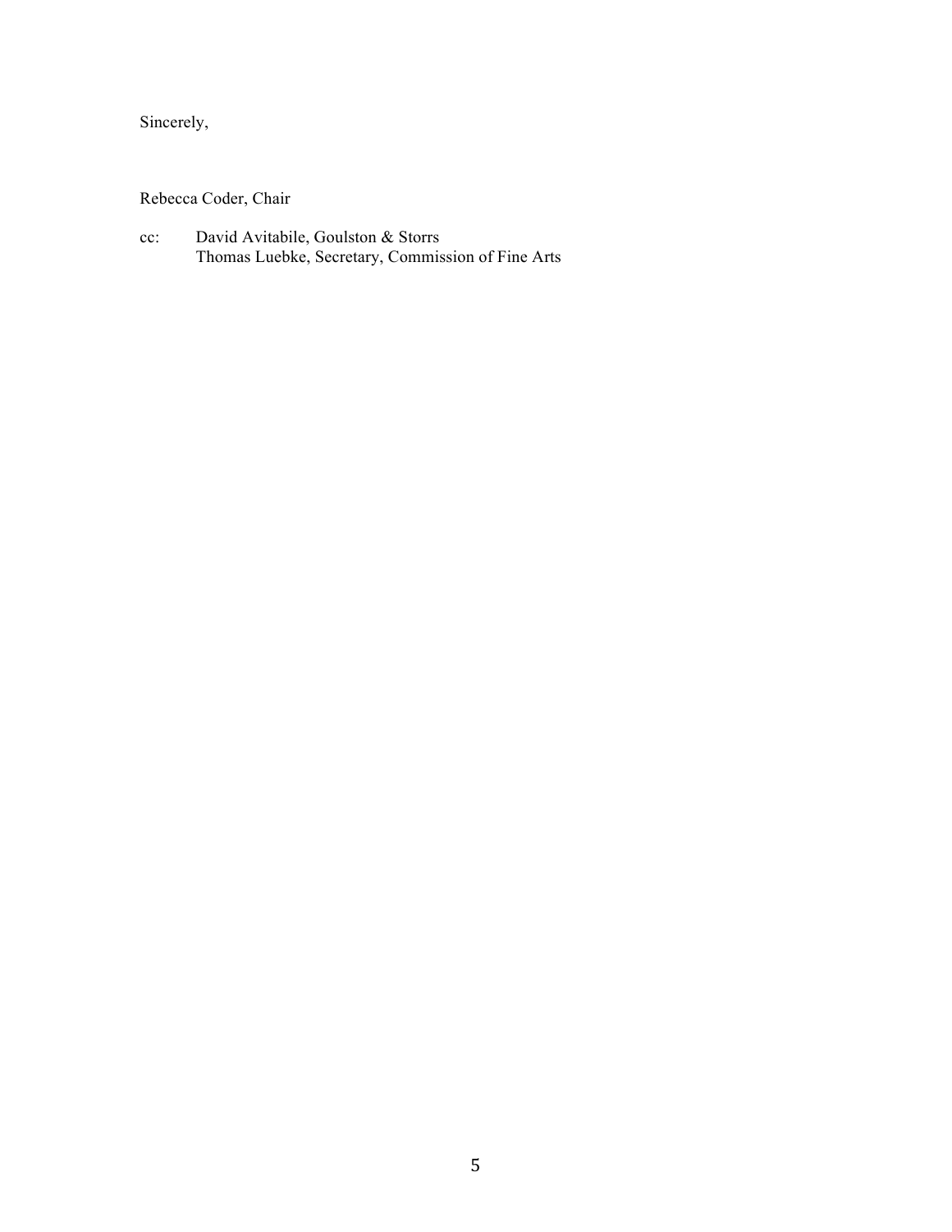Sincerely,

Rebecca Coder, Chair

cc: David Avitabile, Goulston & Storrs
    Thomas Luebke, Secretary, Commission of Fine Arts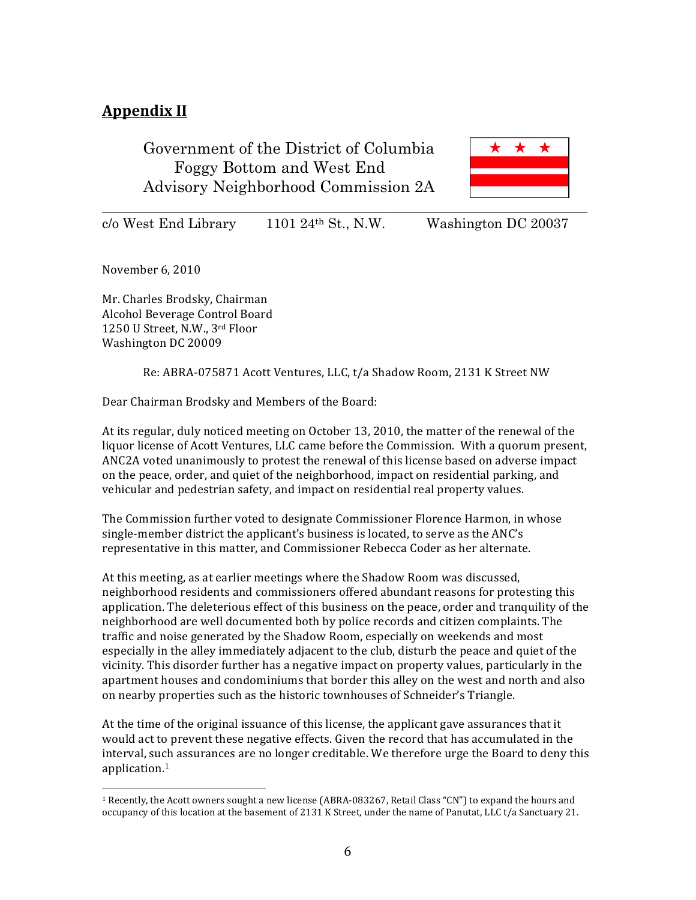## Appendix II

Government of the District of Columbia
Foggy Bottom and West End
Advisory Neighborhood Commission 2A

c/o West End Library 1101 24th St., N.W. Washington DC 20037

November 6, 2010

Mr. Charles Brodsky, Chairman
Alcohol Beverage Control Board
1250 U Street, N.W., 3rd Floor
Washington DC 20009

Re: ABRA-075871 Acott Ventures, LLC, t/a Shadow Room, 2131 K Street NW

Dear Chairman Brodsky and Members of the Board:

At its regular, duly noticed meeting on October 13, 2010, the matter of the renewal of the liquor license of Acott Ventures, LLC came before the Commission. With a quorum present, ANC2A voted unanimously to protest the renewal of this license based on adverse impact on the peace, order, and quiet of the neighborhood, impact on residential parking, and vehicular and pedestrian safety, and impact on residential real property values.

The Commission further voted to designate Commissioner Florence Harmon, in whose single-member district the applicant's business is located, to serve as the ANC's representative in this matter, and Commissioner Rebecca Coder as her alternate.

At this meeting, as at earlier meetings where the Shadow Room was discussed, neighborhood residents and commissioners offered abundant reasons for protesting this application. The deleterious effect of this business on the peace, order and tranquility of the neighborhood are well documented both by police records and citizen complaints. The traffic and noise generated by the Shadow Room, especially on weekends and most especially in the alley immediately adjacent to the club, disturb the peace and quiet of the vicinity. This disorder further has a negative impact on property values, particularly in the apartment houses and condominiums that border this alley on the west and north and also on nearby properties such as the historic townhouses of Schneider's Triangle.

At the time of the original issuance of this license, the applicant gave assurances that it would act to prevent these negative effects. Given the record that has accumulated in the interval, such assurances are no longer creditable. We therefore urge the Board to deny this application.[1]

[1] Recently, the Acott owners sought a new license (ABRA-083267, Retail Class "CN") to expand the hours and occupancy of this location at the basement of 2131 K Street, under the name of Panutat, LLC t/a Sanctuary 21.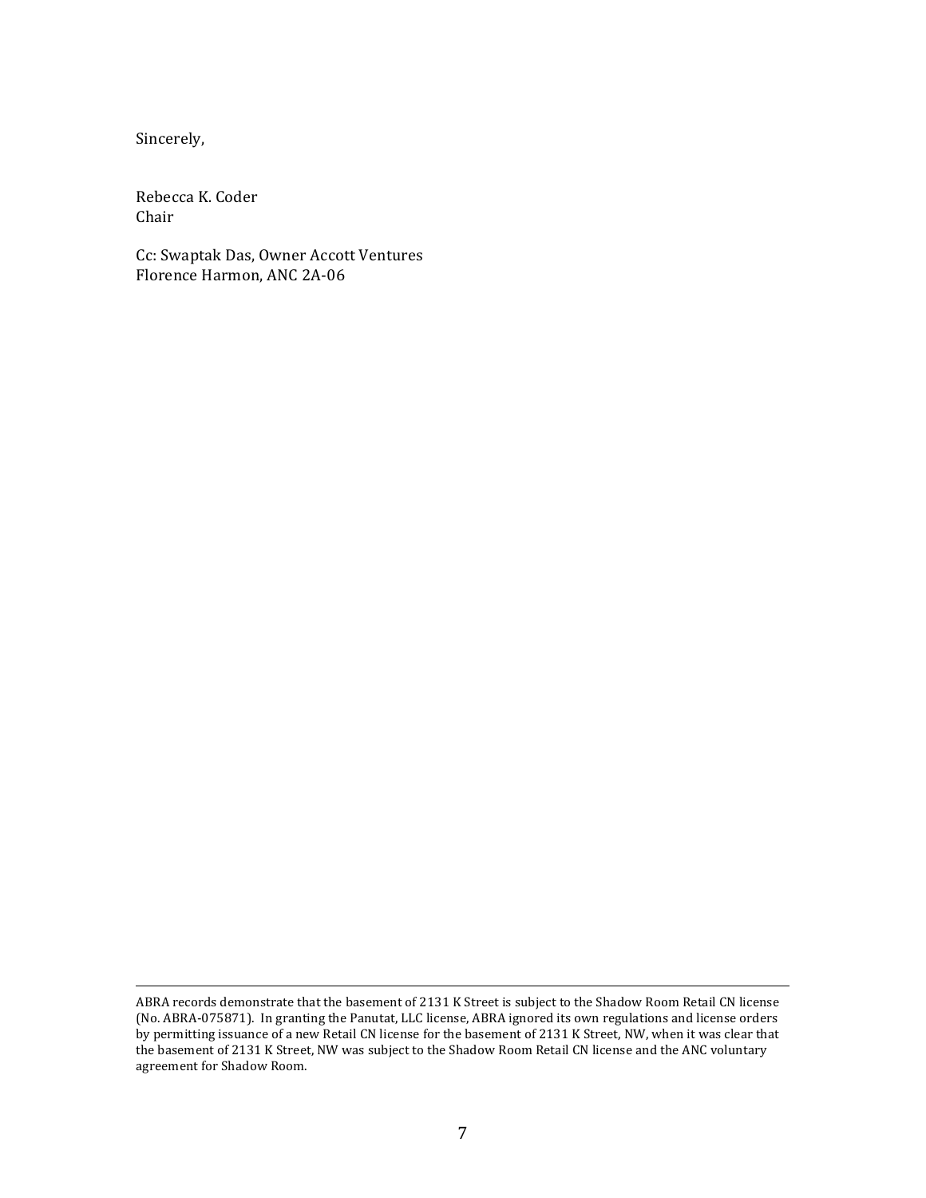Sincerely,

Rebecca K. Coder
Chair

Cc: Swaptak Das, Owner Accott Ventures
Florence Harmon, ANC 2A-06

---

ABRA records demonstrate that the basement of 2131 K Street is subject to the Shadow Room Retail CN license (No. ABRA-075871). In granting the Panutat, LLC license, ABRA ignored its own regulations and license orders by permitting issuance of a new Retail CN license for the basement of 2131 K Street, NW, when it was clear that the basement of 2131 K Street, NW was subject to the Shadow Room Retail CN license and the ANC voluntary agreement for Shadow Room.